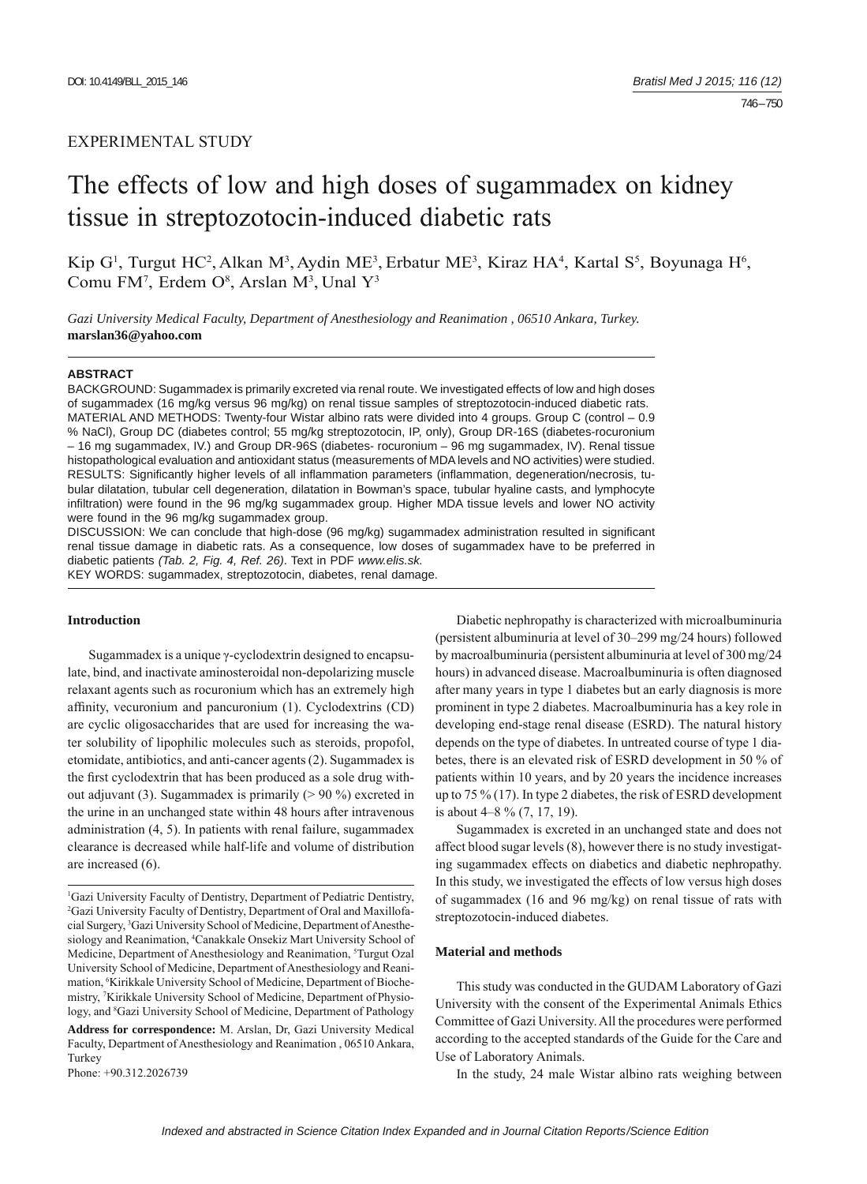EXPERIMENTAL STUDY

# The effects of low and high doses of sugammadex on kidney tissue in streptozotocin-induced diabetic rats

Kip G[1], Turgut HC[2], Alkan M[3], Aydin ME[3], Erbatur ME[3], Kiraz HA[4], Kartal S[5], Boyunaga H[6], Comu FM[7], Erdem O[8], Arslan M[3], Unal Y[3]

*Gazi University Medical Faculty, Department of Anesthesiology and Reanimation , 06510 Ankara, Turkey.*
**marslan36@yahoo.com**

### ABSTRACT

BACKGROUND: Sugammadex is primarily excreted via renal route. We investigated effects of low and high doses of sugammadex (16 mg/kg versus 96 mg/kg) on renal tissue samples of streptozotocin-induced diabetic rats.
MATERIAL AND METHODS: Twenty-four Wistar albino rats were divided into 4 groups. Group C (control – 0.9 % NaCl), Group DC (diabetes control; 55 mg/kg streptozotocin, IP, only), Group DR-16S (diabetes-rocuronium – 16 mg sugammadex, IV.) and Group DR-96S (diabetes- rocuronium – 96 mg sugammadex, IV). Renal tissue histopathological evaluation and antioxidant status (measurements of MDA levels and NO activities) were studied.
RESULTS: Significantly higher levels of all inflammation parameters (inflammation, degeneration/necrosis, tubular dilatation, tubular cell degeneration, dilatation in Bowman's space, tubular hyaline casts, and lymphocyte infiltration) were found in the 96 mg/kg sugammadex group. Higher MDA tissue levels and lower NO activity were found in the 96 mg/kg sugammadex group.
DISCUSSION: We can conclude that high-dose (96 mg/kg) sugammadex administration resulted in significant renal tissue damage in diabetic rats. As a consequence, low doses of sugammadex have to be preferred in diabetic patients *(Tab. 2, Fig. 4, Ref. 26)*. Text in PDF *www.elis.sk.*
KEY WORDS: sugammadex, streptozotocin, diabetes, renal damage.

## Introduction

Sugammadex is a unique γ-cyclodextrin designed to encapsulate, bind, and inactivate aminosteroidal non-depolarizing muscle relaxant agents such as rocuronium which has an extremely high affinity, vecuronium and pancuronium (1). Cyclodextrins (CD) are cyclic oligosaccharides that are used for increasing the water solubility of lipophilic molecules such as steroids, propofol, etomidate, antibiotics, and anti-cancer agents (2). Sugammadex is the first cyclodextrin that has been produced as a sole drug without adjuvant (3). Sugammadex is primarily (> 90 %) excreted in the urine in an unchanged state within 48 hours after intravenous administration (4, 5). In patients with renal failure, sugammadex clearance is decreased while half-life and volume of distribution are increased (6).

Diabetic nephropathy is characterized with microalbuminuria (persistent albuminuria at level of 30–299 mg/24 hours) followed by macroalbuminuria (persistent albuminuria at level of 300 mg/24 hours) in advanced disease. Macroalbuminuria is often diagnosed after many years in type 1 diabetes but an early diagnosis is more prominent in type 2 diabetes. Macroalbuminuria has a key role in developing end-stage renal disease (ESRD). The natural history depends on the type of diabetes. In untreated course of type 1 diabetes, there is an elevated risk of ESRD development in 50 % of patients within 10 years, and by 20 years the incidence increases up to 75 % (17). In type 2 diabetes, the risk of ESRD development is about 4–8 % (7, 17, 19).

Sugammadex is excreted in an unchanged state and does not affect blood sugar levels (8), however there is no study investigating sugammadex effects on diabetics and diabetic nephropathy. In this study, we investigated the effects of low versus high doses of sugammadex (16 and 96 mg/kg) on renal tissue of rats with streptozotocin-induced diabetes.

## Material and methods

This study was conducted in the GUDAM Laboratory of Gazi University with the consent of the Experimental Animals Ethics Committee of Gazi University. All the procedures were performed according to the accepted standards of the Guide for the Care and Use of Laboratory Animals.

In the study, 24 male Wistar albino rats weighing between

---

[1]Gazi University Faculty of Dentistry, Department of Pediatric Dentistry, [2]Gazi University Faculty of Dentistry, Department of Oral and Maxillofacial Surgery, [3]Gazi University School of Medicine, Department of Anesthesiology and Reanimation, [4]Canakkale Onsekiz Mart University School of Medicine, Department of Anesthesiology and Reanimation, [5]Turgut Ozal University School of Medicine, Department of Anesthesiology and Reanimation, [6]Kirikkale University School of Medicine, Department of Biochemistry, [7]Kirikkale University School of Medicine, Department of Physiology, and [8]Gazi University School of Medicine, Department of Pathology

**Address for correspondence:** M. Arslan, Dr, Gazi University Medical Faculty, Department of Anesthesiology and Reanimation , 06510 Ankara, Turkey
Phone: +90.312.2026739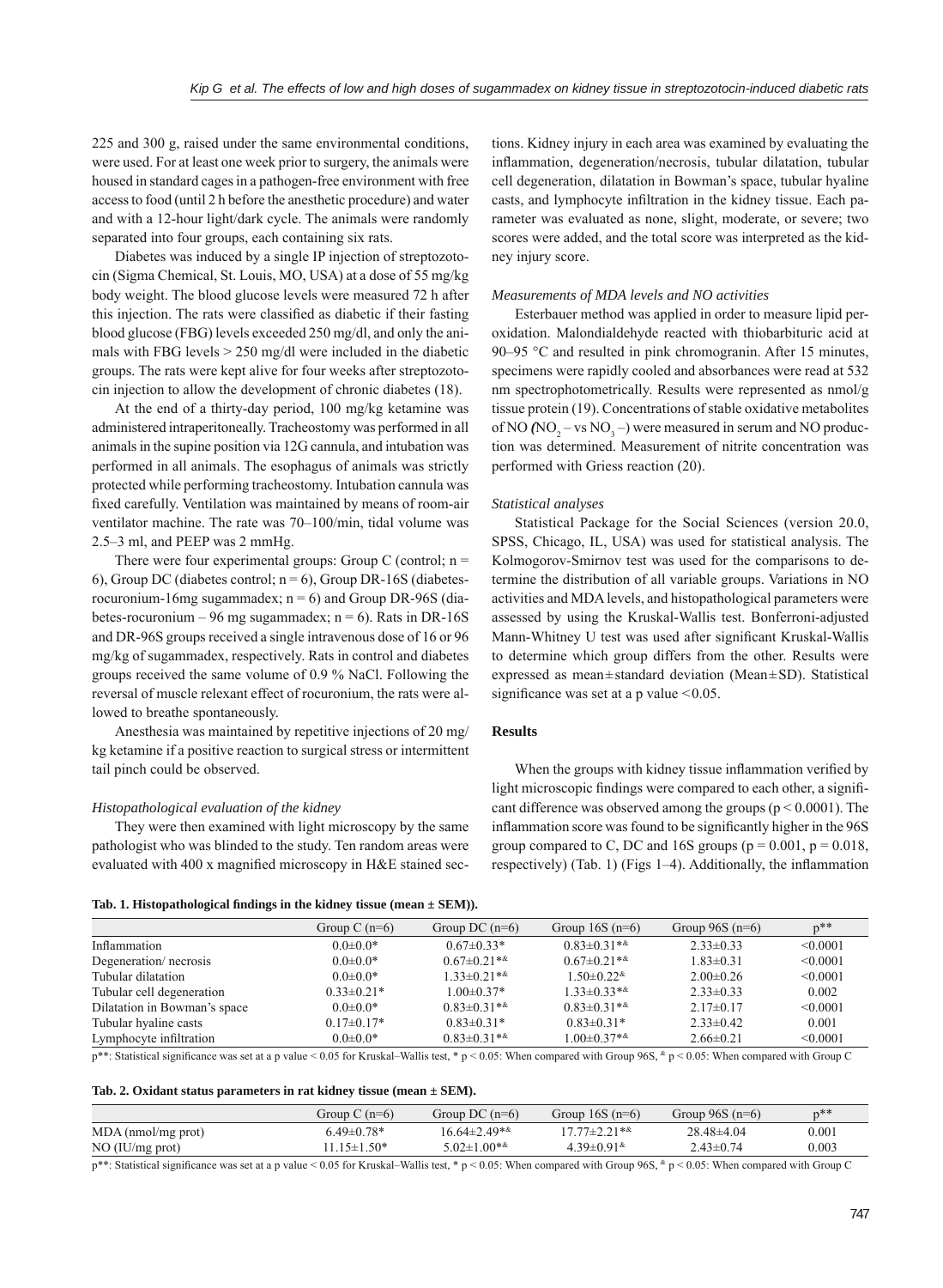225 and 300 g, raised under the same environmental conditions, were used. For at least one week prior to surgery, the animals were housed in standard cages in a pathogen-free environment with free access to food (until 2 h before the anesthetic procedure) and water and with a 12-hour light/dark cycle. The animals were randomly separated into four groups, each containing six rats.

Diabetes was induced by a single IP injection of streptozotocin (Sigma Chemical, St. Louis, MO, USA) at a dose of 55 mg/kg body weight. The blood glucose levels were measured 72 h after this injection. The rats were classified as diabetic if their fasting blood glucose (FBG) levels exceeded 250 mg/dl, and only the animals with FBG levels > 250 mg/dl were included in the diabetic groups. The rats were kept alive for four weeks after streptozotocin injection to allow the development of chronic diabetes (18).

At the end of a thirty-day period, 100 mg/kg ketamine was administered intraperitoneally. Tracheostomy was performed in all animals in the supine position via 12G cannula, and intubation was performed in all animals. The esophagus of animals was strictly protected while performing tracheostomy. Intubation cannula was fixed carefully. Ventilation was maintained by means of room-air ventilator machine. The rate was 70–100/min, tidal volume was 2.5–3 ml, and PEEP was 2 mmHg.

There were four experimental groups: Group C (control; n = 6), Group DC (diabetes control; n = 6), Group DR-16S (diabetes-rocuronium-16mg sugammadex; n = 6) and Group DR-96S (diabetes-rocuronium – 96 mg sugammadex; n = 6). Rats in DR-16S and DR-96S groups received a single intravenous dose of 16 or 96 mg/kg of sugammadex, respectively. Rats in control and diabetes groups received the same volume of 0.9 % NaCl. Following the reversal of muscle relexant effect of rocuronium, the rats were allowed to breathe spontaneously.

Anesthesia was maintained by repetitive injections of 20 mg/kg ketamine if a positive reaction to surgical stress or intermittent tail pinch could be observed.

### *Histopathological evaluation of the kidney*

They were then examined with light microscopy by the same pathologist who was blinded to the study. Ten random areas were evaluated with 400 x magnified microscopy in H&E stained sections. Kidney injury in each area was examined by evaluating the inflammation, degeneration/necrosis, tubular dilatation, tubular cell degeneration, dilatation in Bowman's space, tubular hyaline casts, and lymphocyte infiltration in the kidney tissue. Each parameter was evaluated as none, slight, moderate, or severe; two scores were added, and the total score was interpreted as the kidney injury score.

### *Measurements of MDA levels and NO activities*

Esterbauer method was applied in order to measure lipid peroxidation. Malondialdehyde reacted with thiobarbituric acid at 90–95 °C and resulted in pink chromogranin. After 15 minutes, specimens were rapidly cooled and absorbances were read at 532 nm spectrophotometrically. Results were represented as nmol/g tissue protein (19). Concentrations of stable oxidative metabolites of NO ($NO_2^-$ vs $NO_3^-$) were measured in serum and NO production was determined. Measurement of nitrite concentration was performed with Griess reaction (20).

### *Statistical analyses*

Statistical Package for the Social Sciences (version 20.0, SPSS, Chicago, IL, USA) was used for statistical analysis. The Kolmogorov-Smirnov test was used for the comparisons to determine the distribution of all variable groups. Variations in NO activities and MDA levels, and histopathological parameters were assessed by using the Kruskal-Wallis test. Bonferroni-adjusted Mann-Whitney U test was used after significant Kruskal-Wallis to determine which group differs from the other. Results were expressed as mean±standard deviation (Mean±SD). Statistical significance was set at a p value <0.05.

## Results

When the groups with kidney tissue inflammation verified by light microscopic findings were compared to each other, a significant difference was observed among the groups ($p < 0.0001$). The inflammation score was found to be significantly higher in the 96S group compared to C, DC and 16S groups ($p = 0.001$, $p = 0.018$, respectively) (Tab. 1) (Figs 1–4). Additionally, the inflammation

**Tab. 1. Histopathological findings in the kidney tissue (mean ± SEM)).**

| | Group C (n=6) | Group DC (n=6) | Group 16S (n=6) | Group 96S (n=6) | p** |
|---|---|---|---|---|---|
| Inflammation | 0.0±0.0* | 0.67±0.33* | 0.83±0.31*& | 2.33±0.33 | <0.0001 |
| Degeneration/ necrosis | 0.0±0.0* | 0.67±0.21*& | 0.67±0.21*& | 1.83±0.31 | <0.0001 |
| Tubular dilatation | 0.0±0.0* | 1.33±0.21*& | 1.50±0.22& | 2.00±0.26 | <0.0001 |
| Tubular cell degeneration | 0.33±0.21* | 1.00±0.37* | 1.33±0.33*& | 2.33±0.33 | 0.002 |
| Dilatation in Bowman's space | 0.0±0.0* | 0.83±0.31*& | 0.83±0.31*& | 2.17±0.17 | <0.0001 |
| Tubular hyaline casts | 0.17±0.17* | 0.83±0.31* | 0.83±0.31* | 2.33±0.42 | 0.001 |
| Lymphocyte infiltration | 0.0±0.0* | 0.83±0.31*& | 1.00±0.37*& | 2.66±0.21 | <0.0001 |

p**: Statistical significance was set at a p value < 0.05 for Kruskal–Wallis test, * p < 0.05: When compared with Group 96S, & p < 0.05: When compared with Group C

**Tab. 2. Oxidant status parameters in rat kidney tissue (mean ± SEM).**

| | Group C (n=6) | Group DC (n=6) | Group 16S (n=6) | Group 96S (n=6) | p** |
|---|---|---|---|---|---|
| MDA (nmol/mg prot) | 6.49±0.78* | 16.64±2.49*& | 17.77±2.21*& | 28.48±4.04 | 0.001 |
| NO (IU/mg prot) | 11.15±1.50* | 5.02±1.00*& | 4.39±0.91& | 2.43±0.74 | 0.003 |

p**: Statistical significance was set at a p value < 0.05 for Kruskal–Wallis test, * p < 0.05: When compared with Group 96S, & p < 0.05: When compared with Group C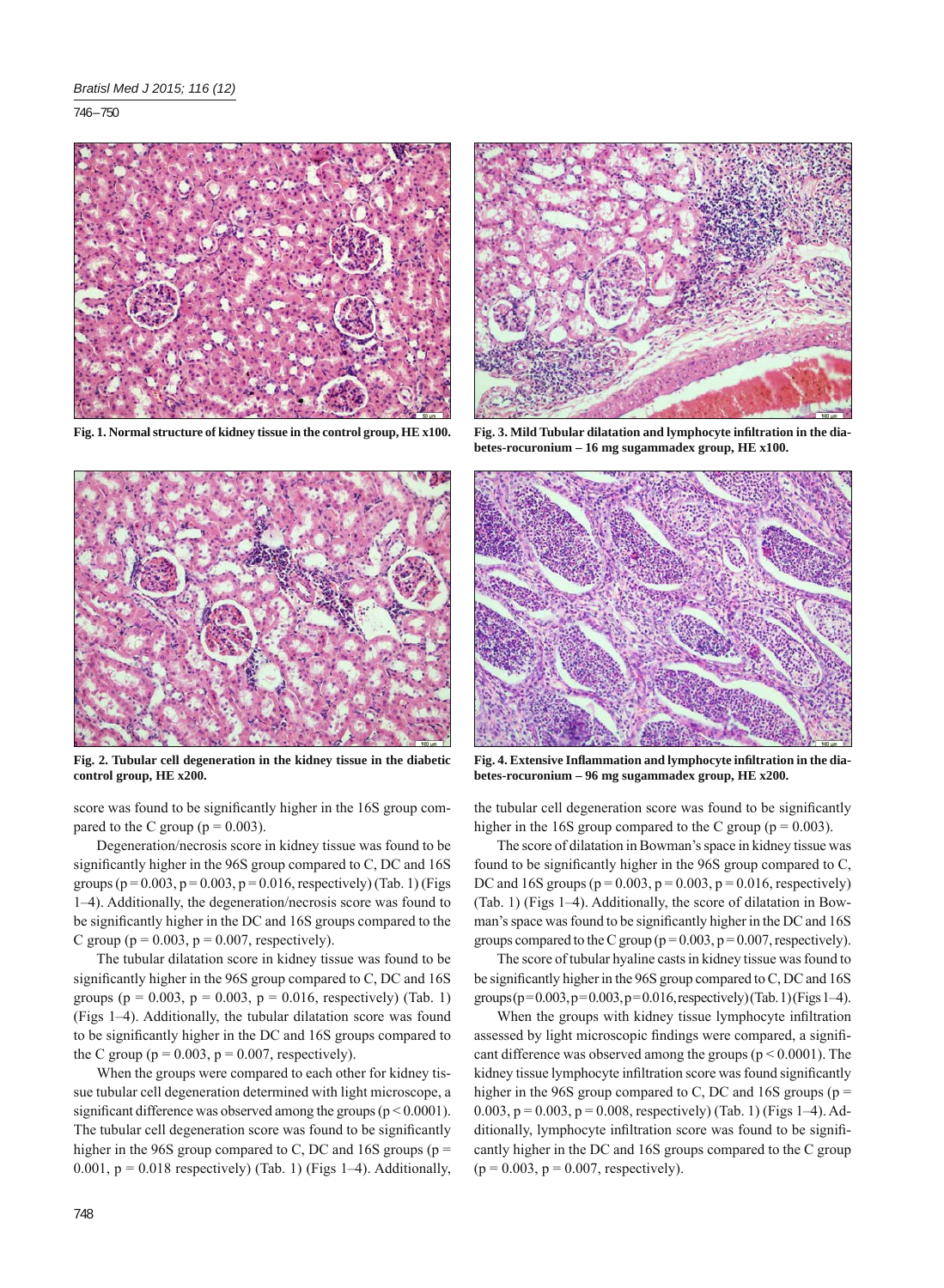Fig. 1. Normal structure of kidney tissue in the control group, HE x100.

Fig. 2. Tubular cell degeneration in the kidney tissue in the diabetic control group, HE x200.

Fig. 3. Mild Tubular dilatation and lymphocyte infiltration in the diabetes-rocuronium – 16 mg sugammadex group, HE x100.

Fig. 4. Extensive Inflammation and lymphocyte infiltration in the diabetes-rocuronium – 96 mg sugammadex group, HE x200.

score was found to be significantly higher in the 16S group compared to the C group (p = 0.003).

Degeneration/necrosis score in kidney tissue was found to be significantly higher in the 96S group compared to C, DC and 16S groups (p = 0.003, p = 0.003, p = 0.016, respectively) (Tab. 1) (Figs 1–4). Additionally, the degeneration/necrosis score was found to be significantly higher in the DC and 16S groups compared to the C group (p = 0.003, p = 0.007, respectively).

The tubular dilatation score in kidney tissue was found to be significantly higher in the 96S group compared to C, DC and 16S groups (p = 0.003, p = 0.003, p = 0.016, respectively) (Tab. 1) (Figs 1–4). Additionally, the tubular dilatation score was found to be significantly higher in the DC and 16S groups compared to the C group (p = 0.003, p = 0.007, respectively).

When the groups were compared to each other for kidney tissue tubular cell degeneration determined with light microscope, a significant difference was observed among the groups (p < 0.0001). The tubular cell degeneration score was found to be significantly higher in the 96S group compared to C, DC and 16S groups (p = 0.001, p = 0.018 respectively) (Tab. 1) (Figs 1–4). Additionally, the tubular cell degeneration score was found to be significantly higher in the 16S group compared to the C group (p = 0.003).

The score of dilatation in Bowman's space in kidney tissue was found to be significantly higher in the 96S group compared to C, DC and 16S groups (p = 0.003, p = 0.003, p = 0.016, respectively) (Tab. 1) (Figs 1–4). Additionally, the score of dilatation in Bowman's space was found to be significantly higher in the DC and 16S groups compared to the C group (p = 0.003, p = 0.007, respectively).

The score of tubular hyaline casts in kidney tissue was found to be significantly higher in the 96S group compared to C, DC and 16S groups (p = 0.003, p = 0.003, p = 0.016, respectively) (Tab. 1) (Figs 1–4).

When the groups with kidney tissue lymphocyte infiltration assessed by light microscopic findings were compared, a significant difference was observed among the groups (p < 0.0001). The kidney tissue lymphocyte infiltration score was found significantly higher in the 96S group compared to C, DC and 16S groups (p = 0.003, p = 0.003, p = 0.008, respectively) (Tab. 1) (Figs 1–4). Additionally, lymphocyte infiltration score was found to be significantly higher in the DC and 16S groups compared to the C group (p = 0.003, p = 0.007, respectively).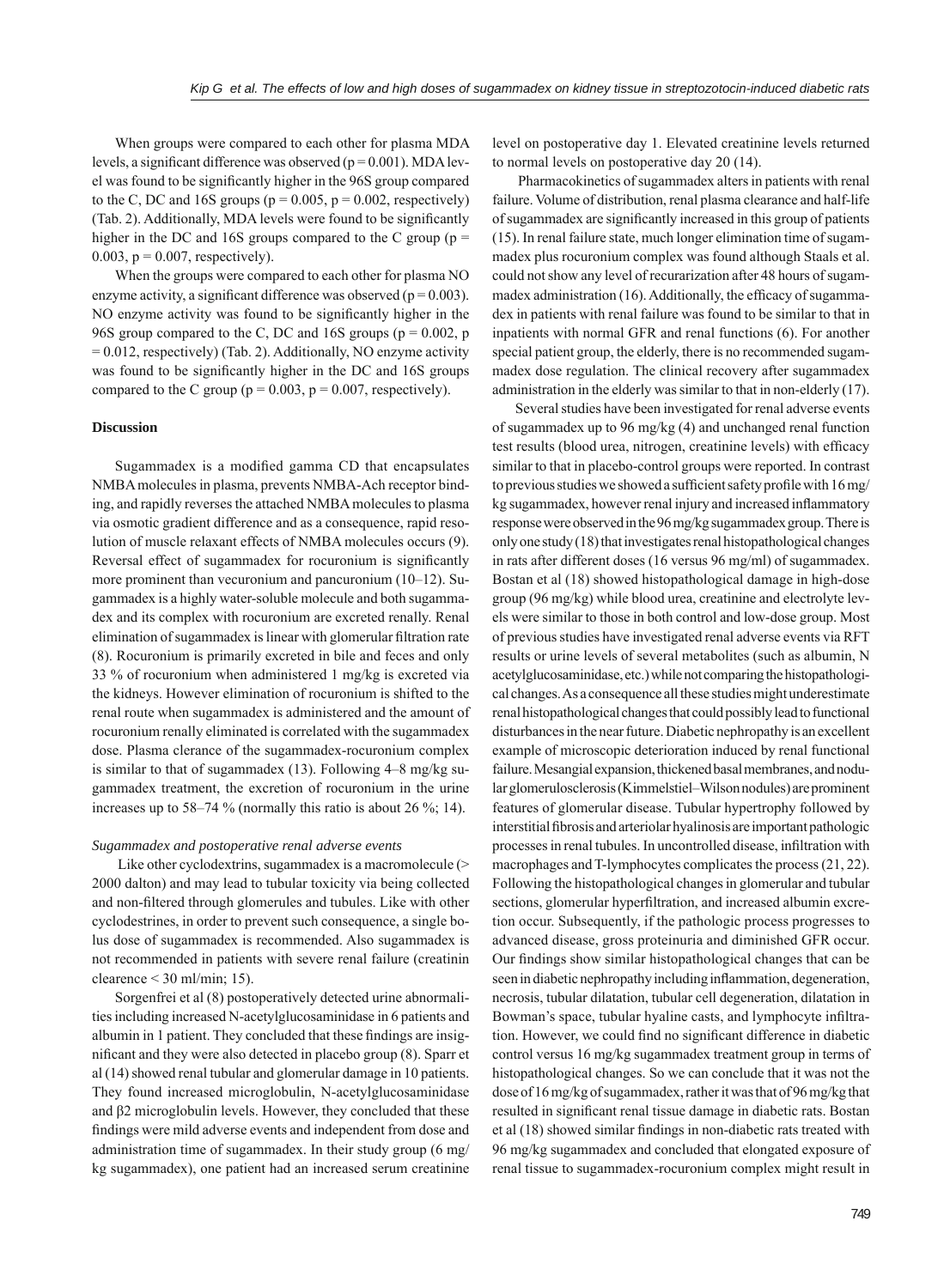When groups were compared to each other for plasma MDA levels, a significant difference was observed ($p = 0.001$). MDA level was found to be significantly higher in the 96S group compared to the C, DC and 16S groups ($p = 0.005$, $p = 0.002$, respectively) (Tab. 2). Additionally, MDA levels were found to be significantly higher in the DC and 16S groups compared to the C group ($p = 0.003$, $p = 0.007$, respectively).

When the groups were compared to each other for plasma NO enzyme activity, a significant difference was observed ($p = 0.003$). NO enzyme activity was found to be significantly higher in the 96S group compared to the C, DC and 16S groups ($p = 0.002$, $p = 0.012$, respectively) (Tab. 2). Additionally, NO enzyme activity was found to be significantly higher in the DC and 16S groups compared to the C group ($p = 0.003$, $p = 0.007$, respectively).

## Discussion

Sugammadex is a modified gamma CD that encapsulates NMBA molecules in plasma, prevents NMBA-Ach receptor binding, and rapidly reverses the attached NMBA molecules to plasma via osmotic gradient difference and as a consequence, rapid resolution of muscle relaxant effects of NMBA molecules occurs (9). Reversal effect of sugammadex for rocuronium is significantly more prominent than vecuronium and pancuronium (10–12). Sugammadex is a highly water-soluble molecule and both sugammadex and its complex with rocuronium are excreted renally. Renal elimination of sugammadex is linear with glomerular filtration rate (8). Rocuronium is primarily excreted in bile and feces and only 33 % of rocuronium when administered 1 mg/kg is excreted via the kidneys. However elimination of rocuronium is shifted to the renal route when sugammadex is administered and the amount of rocuronium renally eliminated is correlated with the sugammadex dose. Plasma clearance of the sugammadex-rocuronium complex is similar to that of sugammadex (13). Following 4–8 mg/kg sugammadex treatment, the excretion of rocuronium in the urine increases up to 58–74 % (normally this ratio is about 26 %; 14).

### *Sugammadex and postoperative renal adverse events*

Like other cyclodextrins, sugammadex is a macromolecule (> 2000 dalton) and may lead to tubular toxicity via being collected and non-filtered through glomerules and tubules. Like with other cyclodestrines, in order to prevent such consequence, a single bolus dose of sugammadex is recommended. Also sugammadex is not recommended in patients with severe renal failure (creatinin clearence < 30 ml/min; 15).

Sorgenfrei et al (8) postoperatively detected urine abnormalities including increased N-acetylglucosaminidase in 6 patients and albumin in 1 patient. They concluded that these findings are insignificant and they were also detected in placebo group (8). Sparr et al (14) showed renal tubular and glomerular damage in 10 patients. They found increased microglobulin, N-acetylglucosaminidase and β2 microglobulin levels. However, they concluded that these findings were mild adverse events and independent from dose and administration time of sugammadex. In their study group (6 mg/kg sugammadex), one patient had an increased serum creatinine level on postoperative day 1. Elevated creatinine levels returned to normal levels on postoperative day 20 (14).

Pharmacokinetics of sugammadex alters in patients with renal failure. Volume of distribution, renal plasma clearance and half-life of sugammadex are significantly increased in this group of patients (15). In renal failure state, much longer elimination time of sugammadex plus rocuronium complex was found although Staals et al. could not show any level of recurarization after 48 hours of sugammadex administration (16). Additionally, the efficacy of sugammadex in patients with renal failure was found to be similar to that in inpatients with normal GFR and renal functions (6). For another special patient group, the elderly, there is no recommended sugammadex dose regulation. The clinical recovery after sugammadex administration in the elderly was similar to that in non-elderly (17).

Several studies have been investigated for renal adverse events of sugammadex up to 96 mg/kg (4) and unchanged renal function test results (blood urea, nitrogen, creatinine levels) with efficacy similar to that in placebo-control groups were reported. In contrast to previous studies we showed a sufficient safety profile with 16 mg/kg sugammadex, however renal injury and increased inflammatory response were observed in the 96 mg/kg sugammadex group. There is only one study (18) that investigates renal histopathological changes in rats after different doses (16 versus 96 mg/ml) of sugammadex. Bostan et al (18) showed histopathological damage in high-dose group (96 mg/kg) while blood urea, creatinine and electrolyte levels were similar to those in both control and low-dose group. Most of previous studies have investigated renal adverse events via RFT results or urine levels of several metabolites (such as albumin, N acetylglucosaminidase, etc.) while not comparing the histopathological changes. As a consequence all these studies might underestimate renal histopathological changes that could possibly lead to functional disturbances in the near future. Diabetic nephropathy is an excellent example of microscopic deterioration induced by renal functional failure. Mesangial expansion, thickened basal membranes, and nodular glomerulosclerosis (Kimmelstiel–Wilson nodules) are prominent features of glomerular disease. Tubular hypertrophy followed by interstitial fibrosis and arteriolar hyalinosis are important pathologic processes in renal tubules. In uncontrolled disease, infiltration with macrophages and T-lymphocytes complicates the process (21, 22). Following the histopathological changes in glomerular and tubular sections, glomerular hyperfiltration, and increased albumin excretion occur. Subsequently, if the pathologic process progresses to advanced disease, gross proteinuria and diminished GFR occur. Our findings show similar histopathological changes that can be seen in diabetic nephropathy including inflammation, degeneration, necrosis, tubular dilatation, tubular cell degeneration, dilatation in Bowman's space, tubular hyaline casts, and lymphocyte infiltration. However, we could find no significant difference in diabetic control versus 16 mg/kg sugammadex treatment group in terms of histopathological changes. So we can conclude that it was not the dose of 16 mg/kg of sugammadex, rather it was that of 96 mg/kg that resulted in significant renal tissue damage in diabetic rats. Bostan et al (18) showed similar findings in non-diabetic rats treated with 96 mg/kg sugammadex and concluded that elongated exposure of renal tissue to sugammadex-rocuronium complex might result in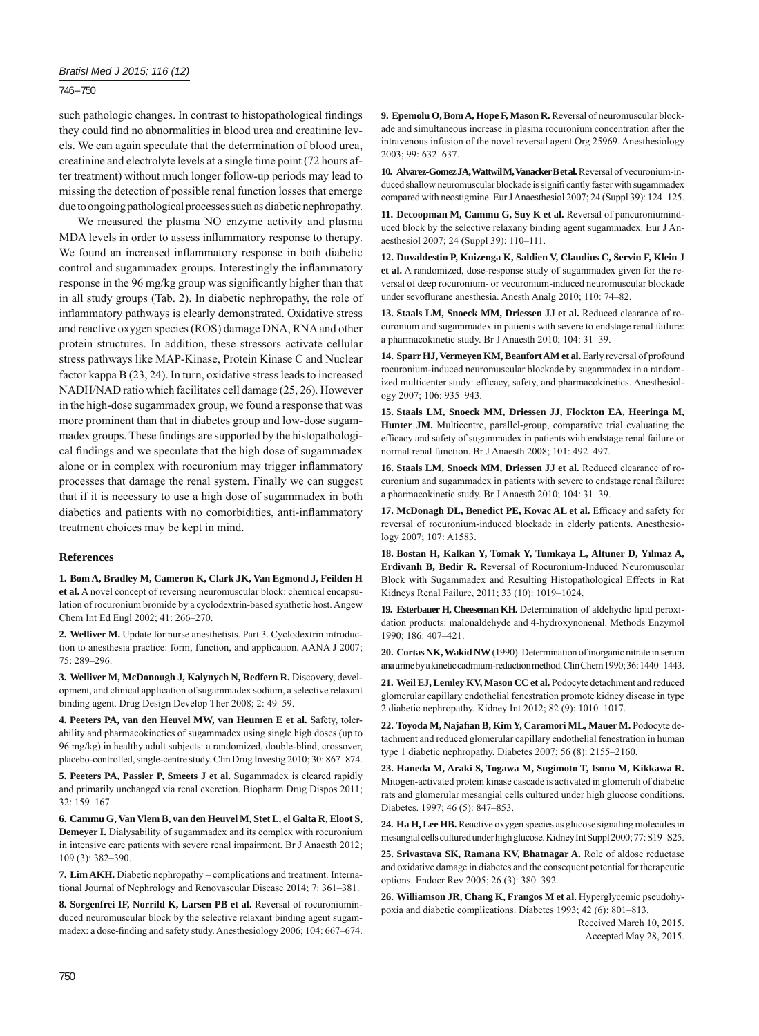such pathologic changes. In contrast to histopathological findings they could find no abnormalities in blood urea and creatinine levels. We can again speculate that the determination of blood urea, creatinine and electrolyte levels at a single time point (72 hours after treatment) without much longer follow-up periods may lead to missing the detection of possible renal function losses that emerge due to ongoing pathological processes such as diabetic nephropathy.

We measured the plasma NO enzyme activity and plasma MDA levels in order to assess inflammatory response to therapy. We found an increased inflammatory response in both diabetic control and sugammadex groups. Interestingly the inflammatory response in the 96 mg/kg group was significantly higher than that in all study groups (Tab. 2). In diabetic nephropathy, the role of inflammatory pathways is clearly demonstrated. Oxidative stress and reactive oxygen species (ROS) damage DNA, RNA and other protein structures. In addition, these stressors activate cellular stress pathways like MAP-Kinase, Protein Kinase C and Nuclear factor kappa B (23, 24). In turn, oxidative stress leads to increased NADH/NAD ratio which facilitates cell damage (25, 26). However in the high-dose sugammadex group, we found a response that was more prominent than that in diabetes group and low-dose sugammadex groups. These findings are supported by the histopathological findings and we speculate that the high dose of sugammadex alone or in complex with rocuronium may trigger inflammatory processes that damage the renal system. Finally we can suggest that if it is necessary to use a high dose of sugammadex in both diabetics and patients with no comorbidities, anti-inflammatory treatment choices may be kept in mind.

## References

**1. Bom A, Bradley M, Cameron K, Clark JK, Van Egmond J, Feilden H et al.** A novel concept of reversing neuromuscular block: chemical encapsulation of rocuronium bromide by a cyclodextrin-based synthetic host. Angew Chem Int Ed Engl 2002; 41: 266–270.

**2. Welliver M.** Update for nurse anesthetists. Part 3. Cyclodextrin introduction to anesthesia practice: form, function, and application. AANA J 2007; 75: 289–296.

**3. Welliver M, McDonough J, Kalynych N, Redfern R.** Discovery, development, and clinical application of sugammadex sodium, a selective relaxant binding agent. Drug Design Develop Ther 2008; 2: 49–59.

**4. Peeters PA, van den Heuvel MW, van Heumen E et al.** Safety, tolerability and pharmacokinetics of sugammadex using single high doses (up to 96 mg/kg) in healthy adult subjects: a randomized, double-blind, crossover, placebo-controlled, single-centre study. Clin Drug Investig 2010; 30: 867–874.

**5. Peeters PA, Passier P, Smeets J et al.** Sugammadex is cleared rapidly and primarily unchanged via renal excretion. Biopharm Drug Dispos 2011; 32: 159–167.

**6. Cammu G, Van Vlem B, van den Heuvel M, Stet L, el Galta R, Eloot S, Demeyer I.** Dialysability of sugammadex and its complex with rocuronium in intensive care patients with severe renal impairment. Br J Anaesth 2012; 109 (3): 382–390.

**7. Lim AKH.** Diabetic nephropathy – complications and treatment. International Journal of Nephrology and Renovascular Disease 2014; 7: 361–381.

**8. Sorgenfrei IF, Norrild K, Larsen PB et al.** Reversal of rocuronium-induced neuromuscular block by the selective relaxant binding agent sugammadex: a dose-finding and safety study. Anesthesiology 2006; 104: 667–674.

**9. Epemolu O, Bom A, Hope F, Mason R.** Reversal of neuromuscular blockade and simultaneous increase in plasma rocuronium concentration after the intravenous infusion of the novel reversal agent Org 25969. Anesthesiology 2003; 99: 632–637.

**10. Alvarez-Gomez JA, Wattwil M, Vanacker B et al.** Reversal of vecuronium-induced shallow neuromuscular blockade is significantly faster with sugammadex compared with neostigmine. Eur J Anaesthesiol 2007; 24 (Suppl 39): 124–125.

**11. Decoopman M, Cammu G, Suy K et al.** Reversal of pancuroniuminduced block by the selective relaxany binding agent sugammadex. Eur J Anaesthesiol 2007; 24 (Suppl 39): 110–111.

**12. Duvaldestin P, Kuizenga K, Saldien V, Claudius C, Servin F, Klein J et al.** A randomized, dose-response study of sugammadex given for the reversal of deep rocuronium- or vecuronium-induced neuromuscular blockade under sevoflurane anesthesia. Anesth Analg 2010; 110: 74–82.

**13. Staals LM, Snoeck MM, Driessen JJ et al.** Reduced clearance of rocuronium and sugammadex in patients with severe to endstage renal failure: a pharmacokinetic study. Br J Anaesth 2010; 104: 31–39.

**14. Sparr HJ, Vermeyen KM, Beaufort AM et al.** Early reversal of profound rocuronium-induced neuromuscular blockade by sugammadex in a randomized multicenter study: efficacy, safety, and pharmacokinetics. Anesthesiology 2007; 106: 935–943.

**15. Staals LM, Snoeck MM, Driessen JJ, Flockton EA, Heeringa M, Hunter JM.** Multicentre, parallel-group, comparative trial evaluating the efficacy and safety of sugammadex in patients with endstage renal failure or normal renal function. Br J Anaesth 2008; 101: 492–497.

**16. Staals LM, Snoeck MM, Driessen JJ et al.** Reduced clearance of rocuronium and sugammadex in patients with severe to endstage renal failure: a pharmacokinetic study. Br J Anaesth 2010; 104: 31–39.

**17. McDonagh DL, Benedict PE, Kovac AL et al.** Efficacy and safety for reversal of rocuronium-induced blockade in elderly patients. Anesthesiology 2007; 107: A1583.

**18. Bostan H, Kalkan Y, Tomak Y, Tumkaya L, Altuner D, Yılmaz A, Erdivanlı B, Bedir R.** Reversal of Rocuronium-Induced Neuromuscular Block with Sugammadex and Resulting Histopathological Effects in Rat Kidneys Renal Failure, 2011; 33 (10): 1019–1024.

**19. Esterbauer H, Cheeseman KH.** Determination of aldehydic lipid peroxidation products: malonaldehyde and 4-hydroxynonenal. Methods Enzymol 1990; 186: 407–421.

**20. Cortas NK, Wakid NW** (1990). Determination of inorganic nitrate in serum ana urine by a kinetic cadmium-reduction method. Clin Chem 1990; 36: 1440–1443.

**21. Weil EJ, Lemley KV, Mason CC et al.** Podocyte detachment and reduced glomerular capillary endothelial fenestration promote kidney disease in type 2 diabetic nephropathy. Kidney Int 2012; 82 (9): 1010–1017.

**22. Toyoda M, Najafian B, Kim Y, Caramori ML, Mauer M.** Podocyte detachment and reduced glomerular capillary endothelial fenestration in human type 1 diabetic nephropathy. Diabetes 2007; 56 (8): 2155–2160.

**23. Haneda M, Araki S, Togawa M, Sugimoto T, Isono M, Kikkawa R.** Mitogen-activated protein kinase cascade is activated in glomeruli of diabetic rats and glomerular mesangial cells cultured under high glucose conditions. Diabetes. 1997; 46 (5): 847–853.

**24. Ha H, Lee HB.** Reactive oxygen species as glucose signaling molecules in mesangial cells cultured under high glucose. Kidney Int Suppl 2000; 77: S19–S25.

**25. Srivastava SK, Ramana KV, Bhatnagar A.** Role of aldose reductase and oxidative damage in diabetes and the consequent potential for therapeutic options. Endocr Rev 2005; 26 (3): 380–392.

**26. Williamson JR, Chang K, Frangos M et al.** Hyperglycemic pseudohypoxia and diabetic complications. Diabetes 1993; 42 (6): 801–813.

Received March 10, 2015.
Accepted May 28, 2015.